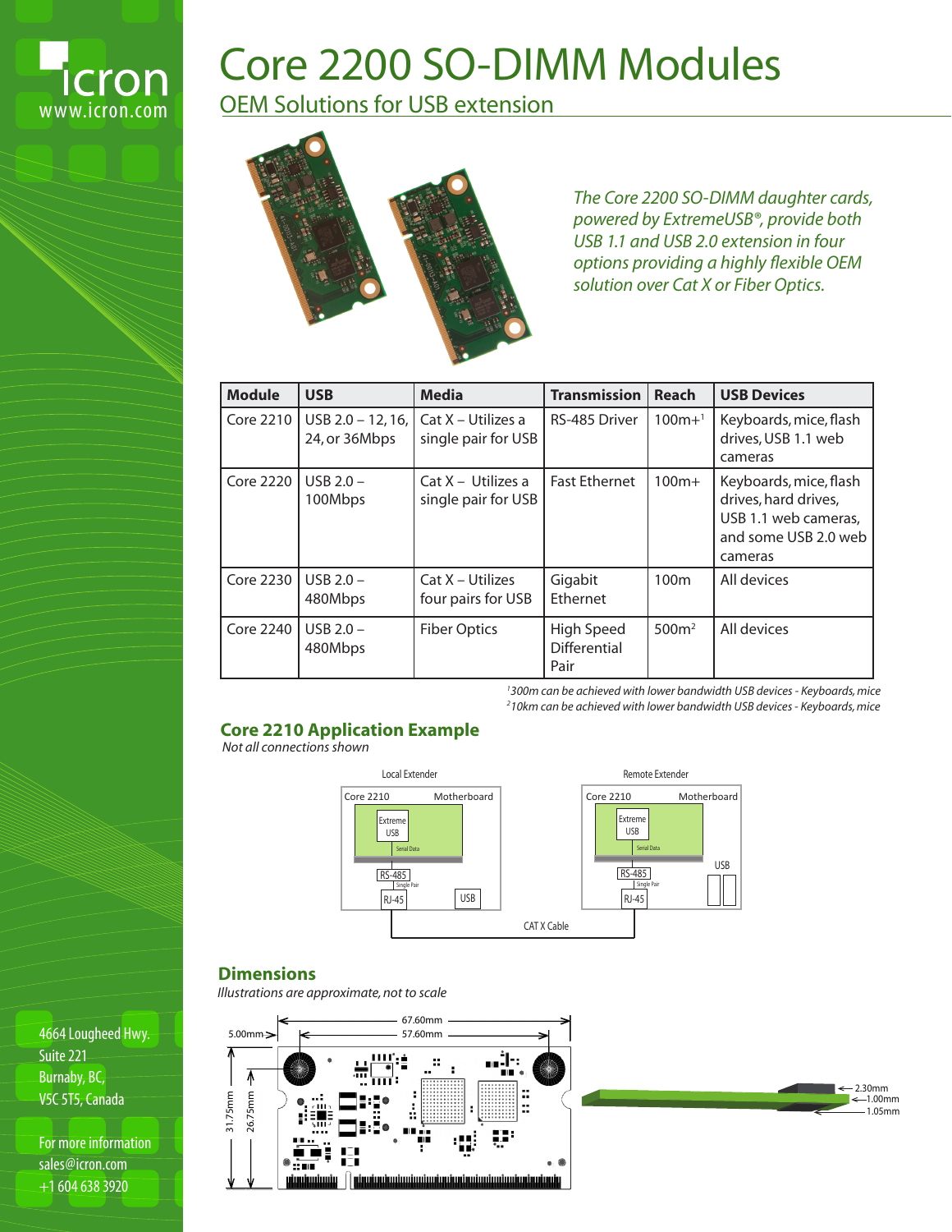# Core 2200 SO-DIMM Modules

## OEM Solutions for USB extension

*The Core 2200 SO-DIMM daughter cards, powered by ExtremeUSB®, provide both USB 1.1 and USB 2.0 extension in four options providing a highly flexible OEM solution over Cat X or Fiber Optics.*

| Module | USB | Media | Transmission | Reach | USB Devices |
|---|---|---|---|---|---|
| Core 2210 | USB 2.0 – 12, 16, 24, or 36Mbps | Cat X – Utilizes a single pair for USB | RS-485 Driver | 100m+[1] | Keyboards, mice, flash drives, USB 1.1 web cameras |
| Core 2220 | USB 2.0 – 100Mbps | Cat X – Utilizes a single pair for USB | Fast Ethernet | 100m+ | Keyboards, mice, flash drives, hard drives, USB 1.1 web cameras, and some USB 2.0 web cameras |
| Core 2230 | USB 2.0 – 480Mbps | Cat X – Utilizes four pairs for USB | Gigabit Ethernet | 100m | All devices |
| Core 2240 | USB 2.0 – 480Mbps | Fiber Optics | High Speed Differential Pair | 500m[2] | All devices |

*[1] 300m can be achieved with lower bandwidth USB devices - Keyboards, mice*
*[2] 10km can be achieved with lower bandwidth USB devices - Keyboards, mice*

## Core 2210 Application Example

*Not all connections shown*

Local Extender: Core 2210, Motherboard, Extreme USB, Serial Data, RS-485, Single Pair, RJ-45, USB

Remote Extender: Core 2210, Motherboard, Extreme USB, Serial Data, RS-485, Single Pair, RJ-45, USB

CAT X Cable

## Dimensions

*Illustrations are approximate, not to scale*

67.60mm, 57.60mm, 5.00mm, 31.75mm, 26.75mm, 2.30mm, 1.00mm, 1.05mm

4664 Lougheed Hwy.
Suite 221
Burnaby, BC,
V5C 5T5, Canada

For more information
sales@icron.com
+1 604 638 3920

www.icron.com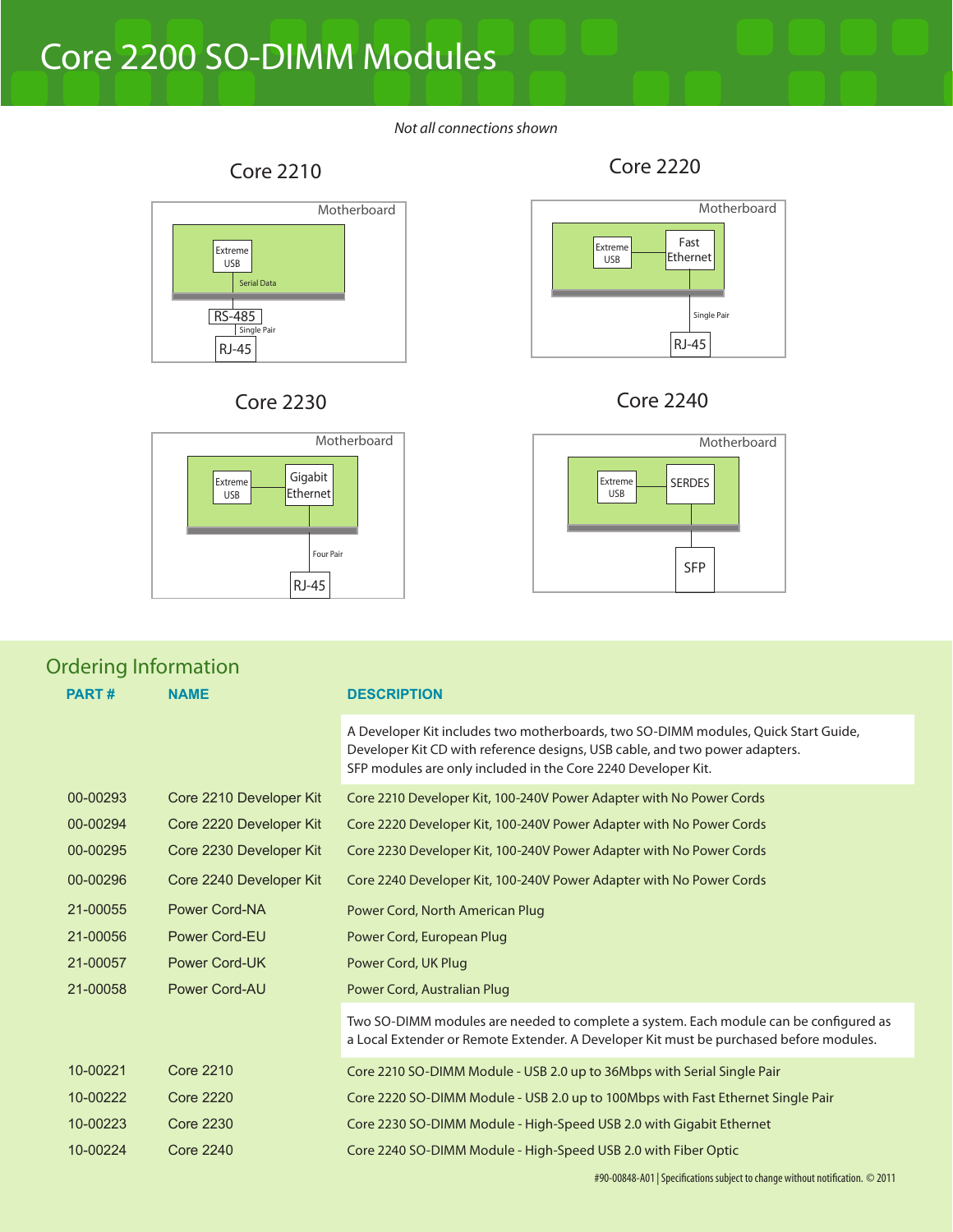# Core 2200 SO-DIMM Modules

*Not all connections shown*

## Core 2210

Motherboard

Extreme USB

Serial Data

RS-485

Single Pair

RJ-45

## Core 2220

Motherboard

Extreme USB

Fast Ethernet

Single Pair

RJ-45

## Core 2230

Motherboard

Extreme USB

Gigabit Ethernet

Four Pair

RJ-45

## Core 2240

Motherboard

Extreme USB

SERDES

SFP

## Ordering Information

| PART # | NAME | DESCRIPTION |
|---|---|---|
| | | A Developer Kit includes two motherboards, two SO-DIMM modules, Quick Start Guide, Developer Kit CD with reference designs, USB cable, and two power adapters. SFP modules are only included in the Core 2240 Developer Kit. |
| 00-00293 | Core 2210 Developer Kit | Core 2210 Developer Kit, 100-240V Power Adapter with No Power Cords |
| 00-00294 | Core 2220 Developer Kit | Core 2220 Developer Kit, 100-240V Power Adapter with No Power Cords |
| 00-00295 | Core 2230 Developer Kit | Core 2230 Developer Kit, 100-240V Power Adapter with No Power Cords |
| 00-00296 | Core 2240 Developer Kit | Core 2240 Developer Kit, 100-240V Power Adapter with No Power Cords |
| 21-00055 | Power Cord-NA | Power Cord, North American Plug |
| 21-00056 | Power Cord-EU | Power Cord, European Plug |
| 21-00057 | Power Cord-UK | Power Cord, UK Plug |
| 21-00058 | Power Cord-AU | Power Cord, Australian Plug |
| | | Two SO-DIMM modules are needed to complete a system. Each module can be configured as a Local Extender or Remote Extender. A Developer Kit must be purchased before modules. |
| 10-00221 | Core 2210 | Core 2210 SO-DIMM Module - USB 2.0 up to 36Mbps with Serial Single Pair |
| 10-00222 | Core 2220 | Core 2220 SO-DIMM Module - USB 2.0 up to 100Mbps with Fast Ethernet Single Pair |
| 10-00223 | Core 2230 | Core 2230 SO-DIMM Module - High-Speed USB 2.0 with Gigabit Ethernet |
| 10-00224 | Core 2240 | Core 2240 SO-DIMM Module - High-Speed USB 2.0 with Fiber Optic |

#90-00848-A01 | Specifications subject to change without notification. © 2011